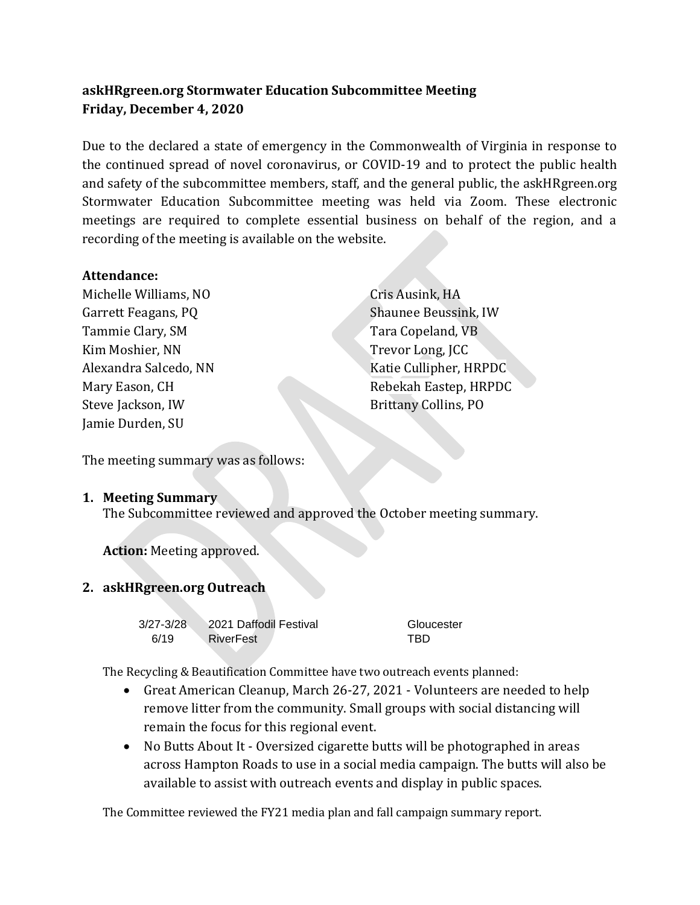**askHRgreen.org Stormwater Education Subcommittee Meeting**
**Friday, December 4, 2020**

Due to the declared a state of emergency in the Commonwealth of Virginia in response to the continued spread of novel coronavirus, or COVID-19 and to protect the public health and safety of the subcommittee members, staff, and the general public, the askHRgreen.org Stormwater Education Subcommittee meeting was held via Zoom. These electronic meetings are required to complete essential business on behalf of the region, and a recording of the meeting is available on the website.

**Attendance:**

Michelle Williams, NO
Garrett Feagans, PQ
Tammie Clary, SM
Kim Moshier, NN
Alexandra Salcedo, NN
Mary Eason, CH
Steve Jackson, IW
Jamie Durden, SU
Cris Ausink, HA
Shaunee Beussink, IW
Tara Copeland, VB
Trevor Long, JCC
Katie Cullipher, HRPDC
Rebekah Eastep, HRPDC
Brittany Collins, PO

The meeting summary was as follows:

1. **Meeting Summary**
   The Subcommittee reviewed and approved the October meeting summary.

   **Action:** Meeting approved.

2. **askHRgreen.org Outreach**

| | | |
|---|---|---|
| 3/27-3/28 | 2021 Daffodil Festival | Gloucester |
| 6/19 | RiverFest | TBD |

The Recycling & Beautification Committee have two outreach events planned:

- Great American Cleanup, March 26-27, 2021 - Volunteers are needed to help remove litter from the community. Small groups with social distancing will remain the focus for this regional event.
- No Butts About It - Oversized cigarette butts will be photographed in areas across Hampton Roads to use in a social media campaign. The butts will also be available to assist with outreach events and display in public spaces.

The Committee reviewed the FY21 media plan and fall campaign summary report.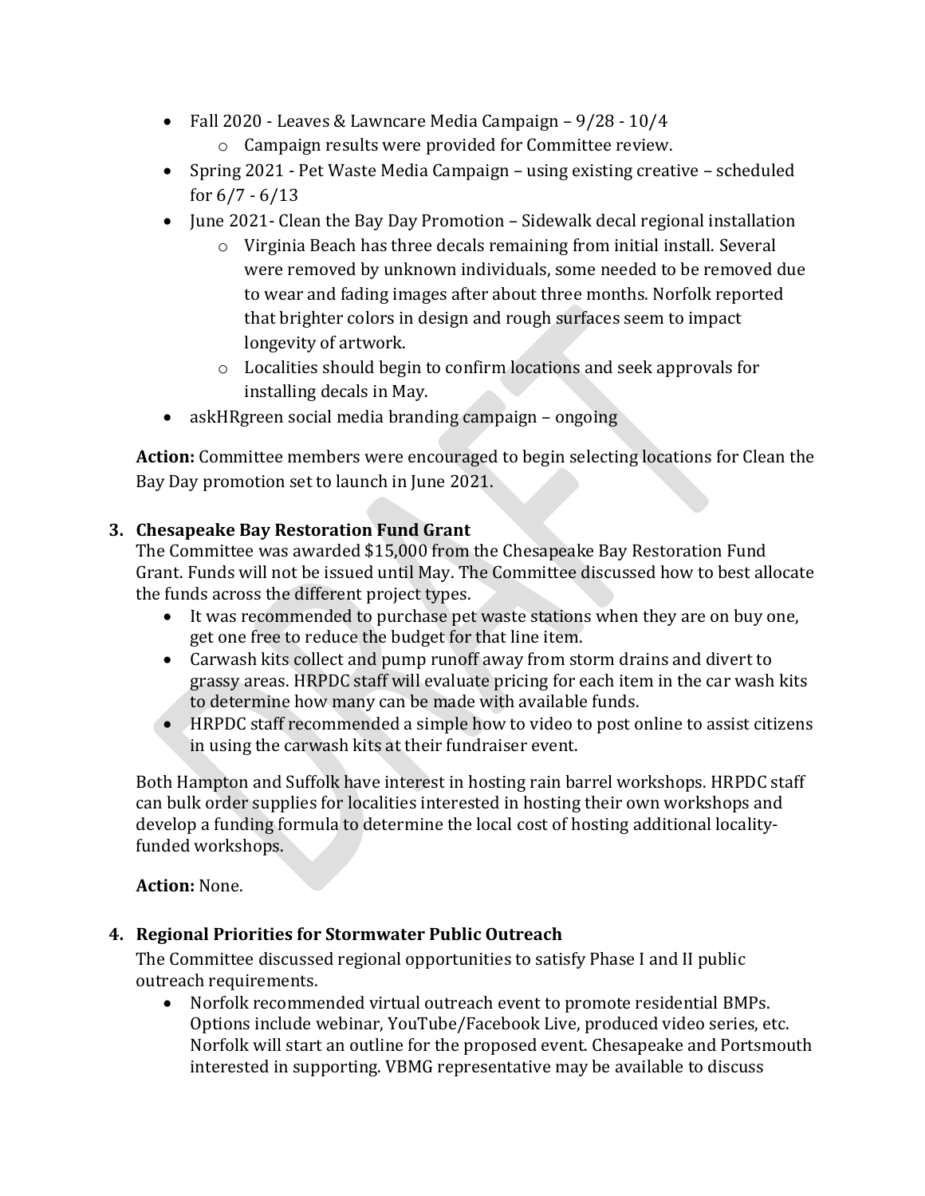- Fall 2020 - Leaves & Lawncare Media Campaign – 9/28 - 10/4
  - Campaign results were provided for Committee review.
- Spring 2021 - Pet Waste Media Campaign – using existing creative – scheduled for 6/7 - 6/13
- June 2021- Clean the Bay Day Promotion – Sidewalk decal regional installation
  - Virginia Beach has three decals remaining from initial install. Several were removed by unknown individuals, some needed to be removed due to wear and fading images after about three months. Norfolk reported that brighter colors in design and rough surfaces seem to impact longevity of artwork.
  - Localities should begin to confirm locations and seek approvals for installing decals in May.
- askHRgreen social media branding campaign – ongoing

**Action:** Committee members were encouraged to begin selecting locations for Clean the Bay Day promotion set to launch in June 2021.

**3. Chesapeake Bay Restoration Fund Grant**

The Committee was awarded $15,000 from the Chesapeake Bay Restoration Fund Grant. Funds will not be issued until May. The Committee discussed how to best allocate the funds across the different project types.

- It was recommended to purchase pet waste stations when they are on buy one, get one free to reduce the budget for that line item.
- Carwash kits collect and pump runoff away from storm drains and divert to grassy areas. HRPDC staff will evaluate pricing for each item in the car wash kits to determine how many can be made with available funds.
- HRPDC staff recommended a simple how to video to post online to assist citizens in using the carwash kits at their fundraiser event.

Both Hampton and Suffolk have interest in hosting rain barrel workshops. HRPDC staff can bulk order supplies for localities interested in hosting their own workshops and develop a funding formula to determine the local cost of hosting additional locality-funded workshops.

**Action:** None.

**4. Regional Priorities for Stormwater Public Outreach**

The Committee discussed regional opportunities to satisfy Phase I and II public outreach requirements.

- Norfolk recommended virtual outreach event to promote residential BMPs. Options include webinar, YouTube/Facebook Live, produced video series, etc. Norfolk will start an outline for the proposed event. Chesapeake and Portsmouth interested in supporting. VBMG representative may be available to discuss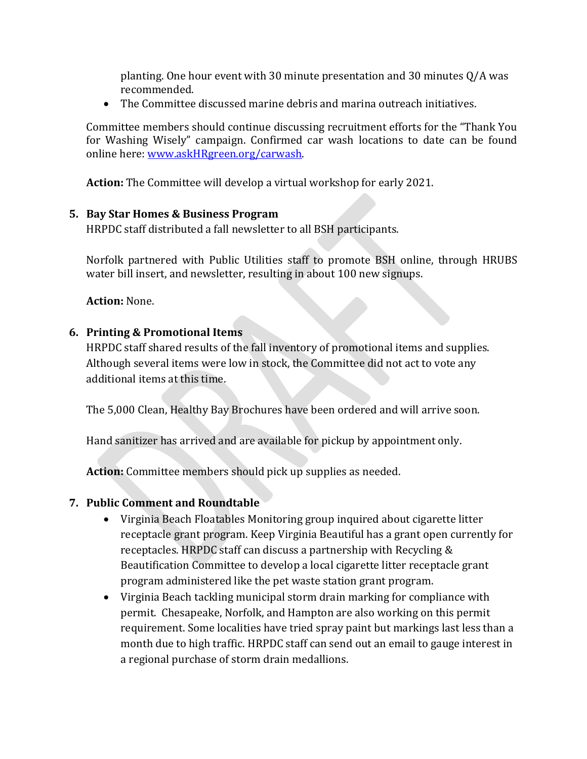planting. One hour event with 30 minute presentation and 30 minutes Q/A was recommended.

- The Committee discussed marine debris and marina outreach initiatives.

Committee members should continue discussing recruitment efforts for the "Thank You for Washing Wisely" campaign. Confirmed car wash locations to date can be found online here: [www.askHRgreen.org/carwash](www.askHRgreen.org/carwash).

**Action:** The Committee will develop a virtual workshop for early 2021.

5. **Bay Star Homes & Business Program**

   HRPDC staff distributed a fall newsletter to all BSH participants.

   Norfolk partnered with Public Utilities staff to promote BSH online, through HRUBS water bill insert, and newsletter, resulting in about 100 new signups.

   **Action:** None.

6. **Printing & Promotional Items**

   HRPDC staff shared results of the fall inventory of promotional items and supplies. Although several items were low in stock, the Committee did not act to vote any additional items at this time.

   The 5,000 Clean, Healthy Bay Brochures have been ordered and will arrive soon.

   Hand sanitizer has arrived and are available for pickup by appointment only.

   **Action:** Committee members should pick up supplies as needed.

7. **Public Comment and Roundtable**
   - Virginia Beach Floatables Monitoring group inquired about cigarette litter receptacle grant program. Keep Virginia Beautiful has a grant open currently for receptacles. HRPDC staff can discuss a partnership with Recycling & Beautification Committee to develop a local cigarette litter receptacle grant program administered like the pet waste station grant program.
   - Virginia Beach tackling municipal storm drain marking for compliance with permit. Chesapeake, Norfolk, and Hampton are also working on this permit requirement. Some localities have tried spray paint but markings last less than a month due to high traffic. HRPDC staff can send out an email to gauge interest in a regional purchase of storm drain medallions.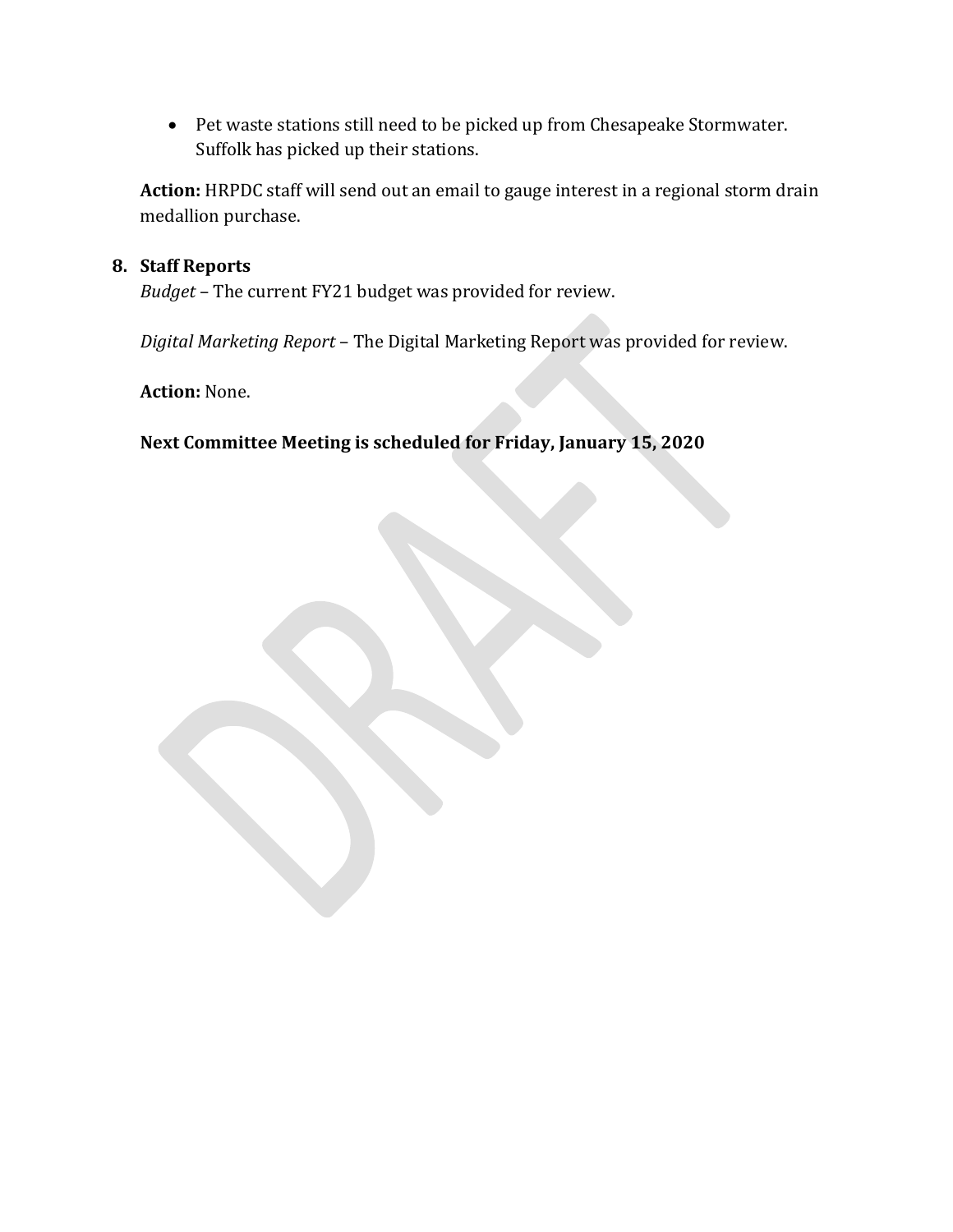- Pet waste stations still need to be picked up from Chesapeake Stormwater. Suffolk has picked up their stations.

**Action:** HRPDC staff will send out an email to gauge interest in a regional storm drain medallion purchase.

**8. Staff Reports**

*Budget* – The current FY21 budget was provided for review.

*Digital Marketing Report* – The Digital Marketing Report was provided for review.

**Action:** None.

**Next Committee Meeting is scheduled for Friday, January 15, 2020**